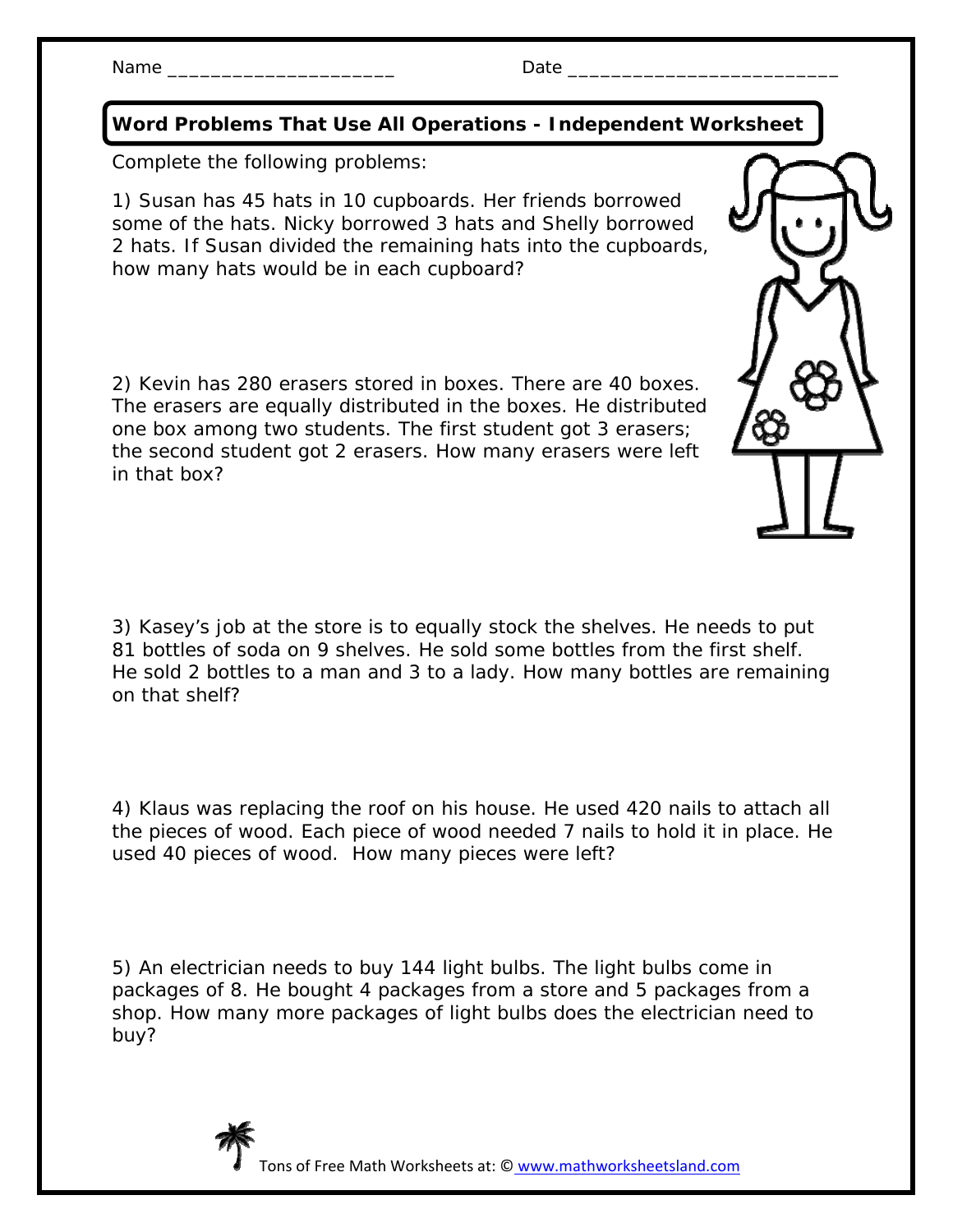Name ____________________ Date ________________________

## Word Problems That Use All Operations - Independent Worksheet

Complete the following problems:

1) Susan has 45 hats in 10 cupboards. Her friends borrowed some of the hats. Nicky borrowed 3 hats and Shelly borrowed 2 hats. If Susan divided the remaining hats into the cupboards, how many hats would be in each cupboard?

2) Kevin has 280 erasers stored in boxes. There are 40 boxes. The erasers are equally distributed in the boxes. He distributed one box among two students. The first student got 3 erasers; the second student got 2 erasers. How many erasers were left in that box?

3) Kasey's job at the store is to equally stock the shelves. He needs to put 81 bottles of soda on 9 shelves. He sold some bottles from the first shelf. He sold 2 bottles to a man and 3 to a lady. How many bottles are remaining on that shelf?

4) Klaus was replacing the roof on his house. He used 420 nails to attach all the pieces of wood. Each piece of wood needed 7 nails to hold it in place. He used 40 pieces of wood. How many pieces were left?

5) An electrician needs to buy 144 light bulbs. The light bulbs come in packages of 8. He bought 4 packages from a store and 5 packages from a shop. How many more packages of light bulbs does the electrician need to buy?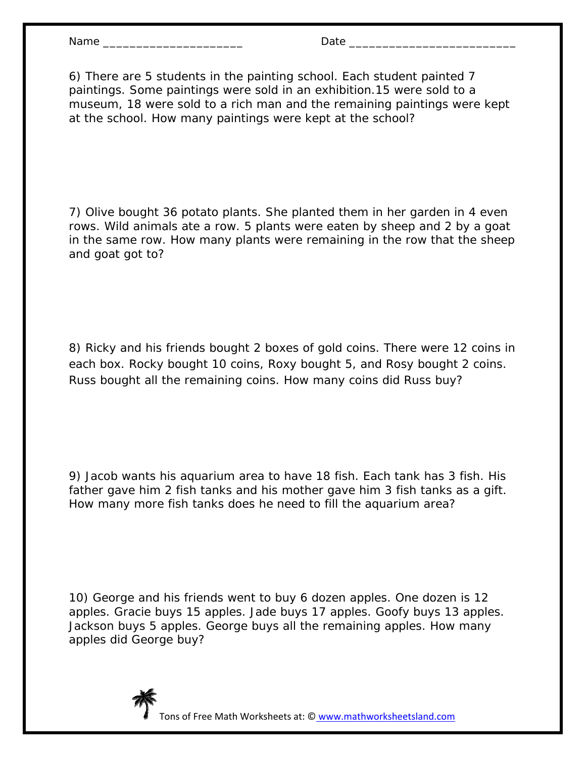Name ____________________ Date ________________________

6) There are 5 students in the painting school. Each student painted 7 paintings. Some paintings were sold in an exhibition.15 were sold to a museum, 18 were sold to a rich man and the remaining paintings were kept at the school. How many paintings were kept at the school?

7) Olive bought 36 potato plants. She planted them in her garden in 4 even rows. Wild animals ate a row. 5 plants were eaten by sheep and 2 by a goat in the same row. How many plants were remaining in the row that the sheep and goat got to?

8) Ricky and his friends bought 2 boxes of gold coins. There were 12 coins in each box. Rocky bought 10 coins, Roxy bought 5, and Rosy bought 2 coins. Russ bought all the remaining coins. How many coins did Russ buy?

9) Jacob wants his aquarium area to have 18 fish. Each tank has 3 fish. His father gave him 2 fish tanks and his mother gave him 3 fish tanks as a gift. How many more fish tanks does he need to fill the aquarium area?

10) George and his friends went to buy 6 dozen apples. One dozen is 12 apples. Gracie buys 15 apples. Jade buys 17 apples. Goofy buys 13 apples. Jackson buys 5 apples. George buys all the remaining apples. How many apples did George buy?

Tons of Free Math Worksheets at: © www.mathworksheetsland.com